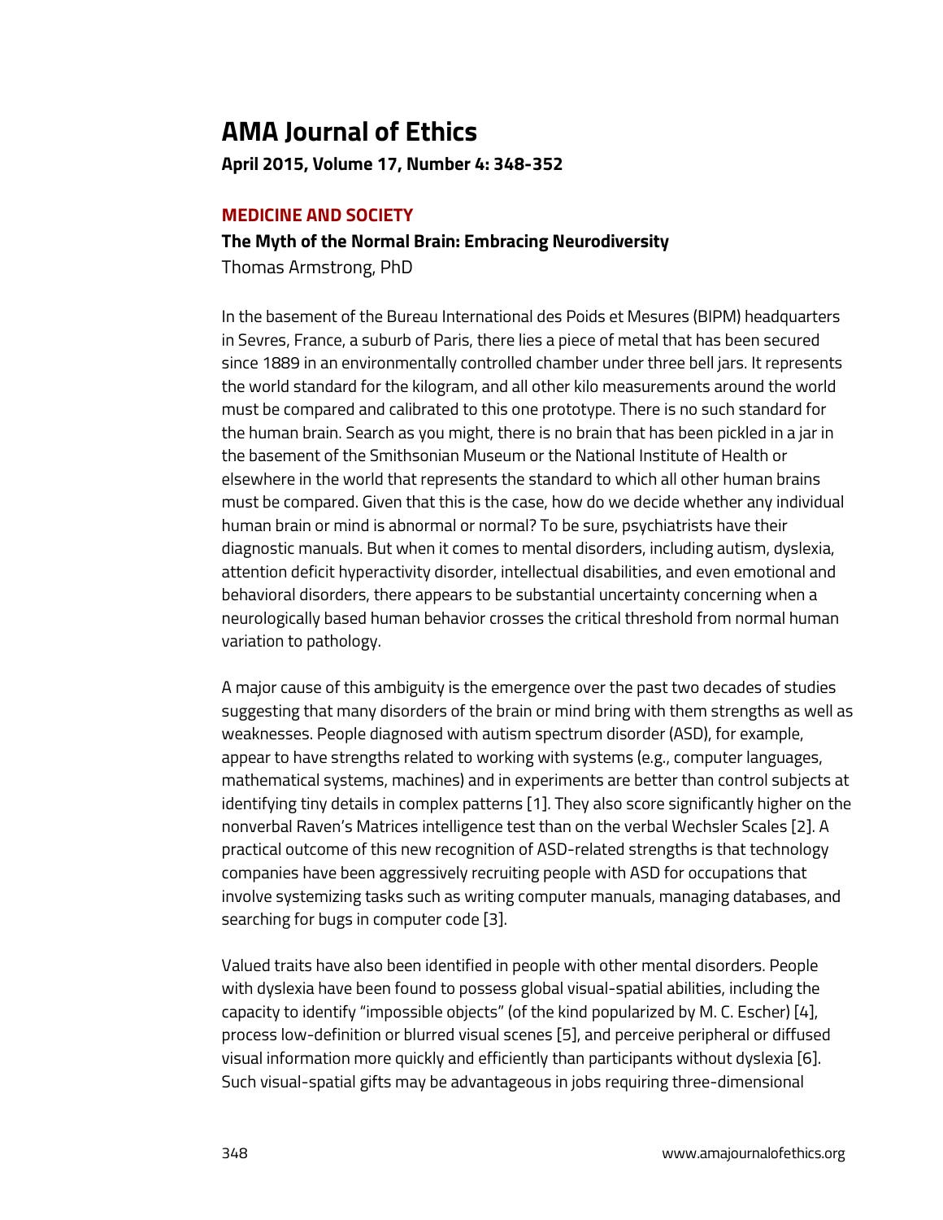# AMA Journal of Ethics

**April 2015, Volume 17, Number 4: 348-352**

## MEDICINE AND SOCIETY

### The Myth of the Normal Brain: Embracing Neurodiversity

Thomas Armstrong, PhD

In the basement of the Bureau International des Poids et Mesures (BIPM) headquarters in Sevres, France, a suburb of Paris, there lies a piece of metal that has been secured since 1889 in an environmentally controlled chamber under three bell jars. It represents the world standard for the kilogram, and all other kilo measurements around the world must be compared and calibrated to this one prototype. There is no such standard for the human brain. Search as you might, there is no brain that has been pickled in a jar in the basement of the Smithsonian Museum or the National Institute of Health or elsewhere in the world that represents the standard to which all other human brains must be compared. Given that this is the case, how do we decide whether any individual human brain or mind is abnormal or normal? To be sure, psychiatrists have their diagnostic manuals. But when it comes to mental disorders, including autism, dyslexia, attention deficit hyperactivity disorder, intellectual disabilities, and even emotional and behavioral disorders, there appears to be substantial uncertainty concerning when a neurologically based human behavior crosses the critical threshold from normal human variation to pathology.

A major cause of this ambiguity is the emergence over the past two decades of studies suggesting that many disorders of the brain or mind bring with them strengths as well as weaknesses. People diagnosed with autism spectrum disorder (ASD), for example, appear to have strengths related to working with systems (e.g., computer languages, mathematical systems, machines) and in experiments are better than control subjects at identifying tiny details in complex patterns [1]. They also score significantly higher on the nonverbal Raven's Matrices intelligence test than on the verbal Wechsler Scales [2]. A practical outcome of this new recognition of ASD-related strengths is that technology companies have been aggressively recruiting people with ASD for occupations that involve systemizing tasks such as writing computer manuals, managing databases, and searching for bugs in computer code [3].

Valued traits have also been identified in people with other mental disorders. People with dyslexia have been found to possess global visual-spatial abilities, including the capacity to identify "impossible objects" (of the kind popularized by M. C. Escher) [4], process low-definition or blurred visual scenes [5], and perceive peripheral or diffused visual information more quickly and efficiently than participants without dyslexia [6]. Such visual-spatial gifts may be advantageous in jobs requiring three-dimensional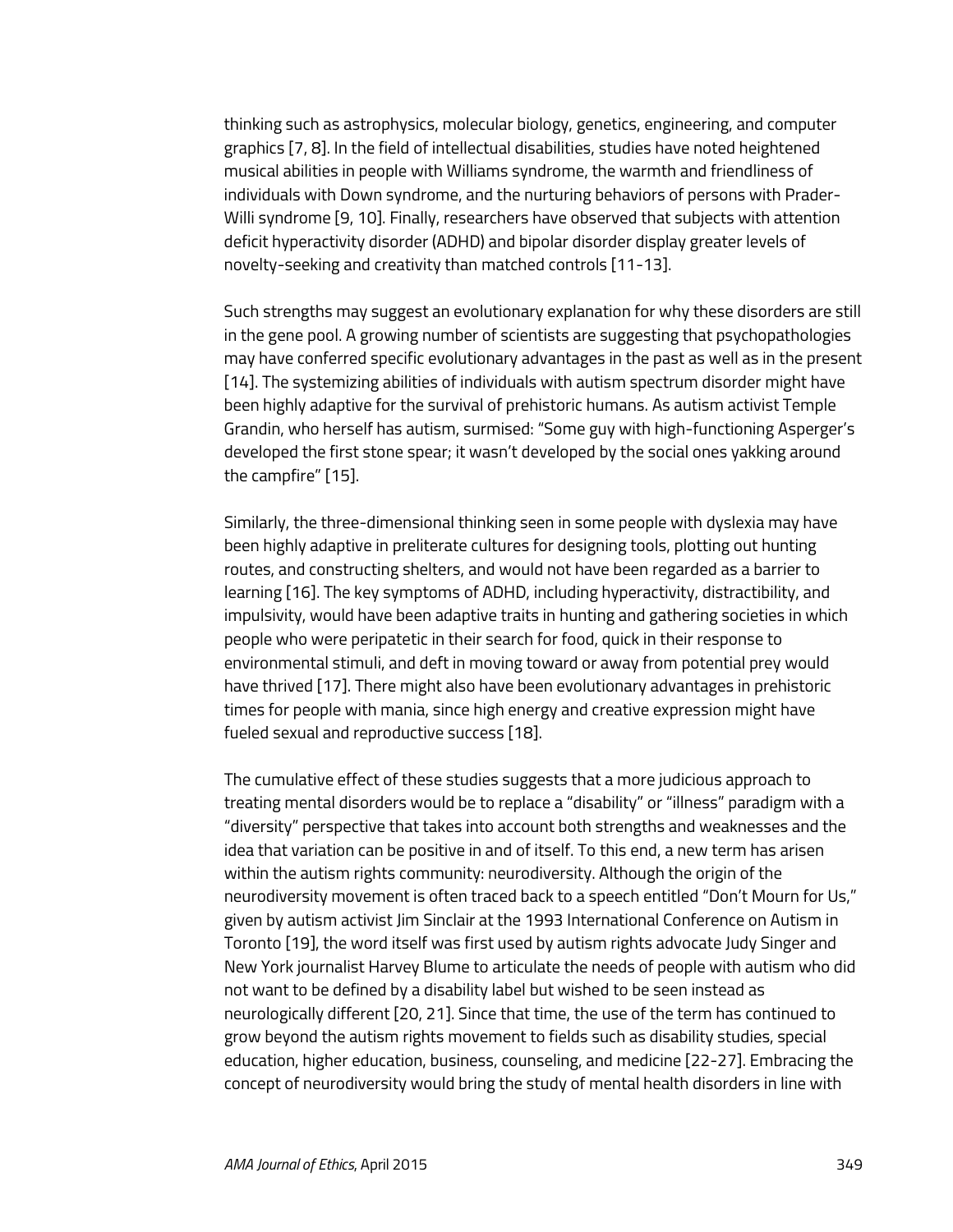thinking such as astrophysics, molecular biology, genetics, engineering, and computer graphics [7, 8]. In the field of intellectual disabilities, studies have noted heightened musical abilities in people with Williams syndrome, the warmth and friendliness of individuals with Down syndrome, and the nurturing behaviors of persons with Prader-Willi syndrome [9, 10]. Finally, researchers have observed that subjects with attention deficit hyperactivity disorder (ADHD) and bipolar disorder display greater levels of novelty-seeking and creativity than matched controls [11-13].

Such strengths may suggest an evolutionary explanation for why these disorders are still in the gene pool. A growing number of scientists are suggesting that psychopathologies may have conferred specific evolutionary advantages in the past as well as in the present [14]. The systemizing abilities of individuals with autism spectrum disorder might have been highly adaptive for the survival of prehistoric humans. As autism activist Temple Grandin, who herself has autism, surmised: "Some guy with high-functioning Asperger's developed the first stone spear; it wasn't developed by the social ones yakking around the campfire" [15].

Similarly, the three-dimensional thinking seen in some people with dyslexia may have been highly adaptive in preliterate cultures for designing tools, plotting out hunting routes, and constructing shelters, and would not have been regarded as a barrier to learning [16]. The key symptoms of ADHD, including hyperactivity, distractibility, and impulsivity, would have been adaptive traits in hunting and gathering societies in which people who were peripatetic in their search for food, quick in their response to environmental stimuli, and deft in moving toward or away from potential prey would have thrived [17]. There might also have been evolutionary advantages in prehistoric times for people with mania, since high energy and creative expression might have fueled sexual and reproductive success [18].

The cumulative effect of these studies suggests that a more judicious approach to treating mental disorders would be to replace a "disability" or "illness" paradigm with a "diversity" perspective that takes into account both strengths and weaknesses and the idea that variation can be positive in and of itself. To this end, a new term has arisen within the autism rights community: neurodiversity. Although the origin of the neurodiversity movement is often traced back to a speech entitled "Don't Mourn for Us," given by autism activist Jim Sinclair at the 1993 International Conference on Autism in Toronto [19], the word itself was first used by autism rights advocate Judy Singer and New York journalist Harvey Blume to articulate the needs of people with autism who did not want to be defined by a disability label but wished to be seen instead as neurologically different [20, 21]. Since that time, the use of the term has continued to grow beyond the autism rights movement to fields such as disability studies, special education, higher education, business, counseling, and medicine [22-27]. Embracing the concept of neurodiversity would bring the study of mental health disorders in line with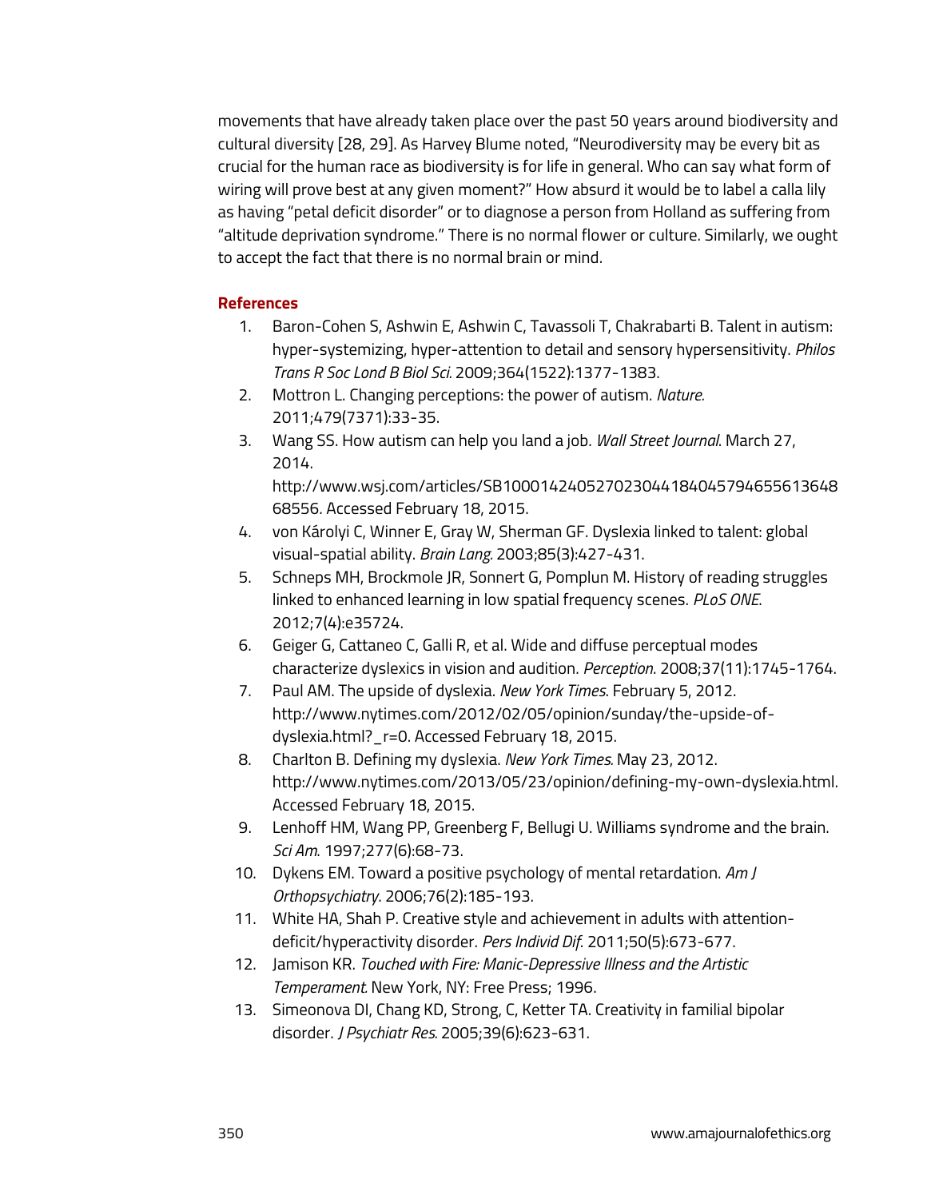movements that have already taken place over the past 50 years around biodiversity and cultural diversity [28, 29]. As Harvey Blume noted, "Neurodiversity may be every bit as crucial for the human race as biodiversity is for life in general. Who can say what form of wiring will prove best at any given moment?" How absurd it would be to label a calla lily as having "petal deficit disorder" or to diagnose a person from Holland as suffering from "altitude deprivation syndrome." There is no normal flower or culture. Similarly, we ought to accept the fact that there is no normal brain or mind.

## References

1. Baron-Cohen S, Ashwin E, Ashwin C, Tavassoli T, Chakrabarti B. Talent in autism: hyper-systemizing, hyper-attention to detail and sensory hypersensitivity. *Philos Trans R Soc Lond B Biol Sci.* 2009;364(1522):1377-1383.
2. Mottron L. Changing perceptions: the power of autism. *Nature.* 2011;479(7371):33-35.
3. Wang SS. How autism can help you land a job. *Wall Street Journal*. March 27, 2014. http://www.wsj.com/articles/SB10001424052702304418404579465561364868556. Accessed February 18, 2015.
4. von Károlyi C, Winner E, Gray W, Sherman GF. Dyslexia linked to talent: global visual-spatial ability. *Brain Lang.* 2003;85(3):427-431.
5. Schneps MH, Brockmole JR, Sonnert G, Pomplun M. History of reading struggles linked to enhanced learning in low spatial frequency scenes. *PLoS ONE*. 2012;7(4):e35724.
6. Geiger G, Cattaneo C, Galli R, et al. Wide and diffuse perceptual modes characterize dyslexics in vision and audition. *Perception*. 2008;37(11):1745-1764.
7. Paul AM. The upside of dyslexia. *New York Times*. February 5, 2012. http://www.nytimes.com/2012/02/05/opinion/sunday/the-upside-of-dyslexia.html?_r=0. Accessed February 18, 2015.
8. Charlton B. Defining my dyslexia. *New York Times.* May 23, 2012. http://www.nytimes.com/2013/05/23/opinion/defining-my-own-dyslexia.html. Accessed February 18, 2015.
9. Lenhoff HM, Wang PP, Greenberg F, Bellugi U. Williams syndrome and the brain. *Sci Am*. 1997;277(6):68-73.
10. Dykens EM. Toward a positive psychology of mental retardation. *Am J Orthopsychiatry*. 2006;76(2):185-193.
11. White HA, Shah P. Creative style and achievement in adults with attention-deficit/hyperactivity disorder. *Pers Individ Dif*. 2011;50(5):673-677.
12. Jamison KR. *Touched with Fire: Manic-Depressive Illness and the Artistic Temperament.* New York, NY: Free Press; 1996.
13. Simeonova DI, Chang KD, Strong, C, Ketter TA. Creativity in familial bipolar disorder. *J Psychiatr Res.* 2005;39(6):623-631.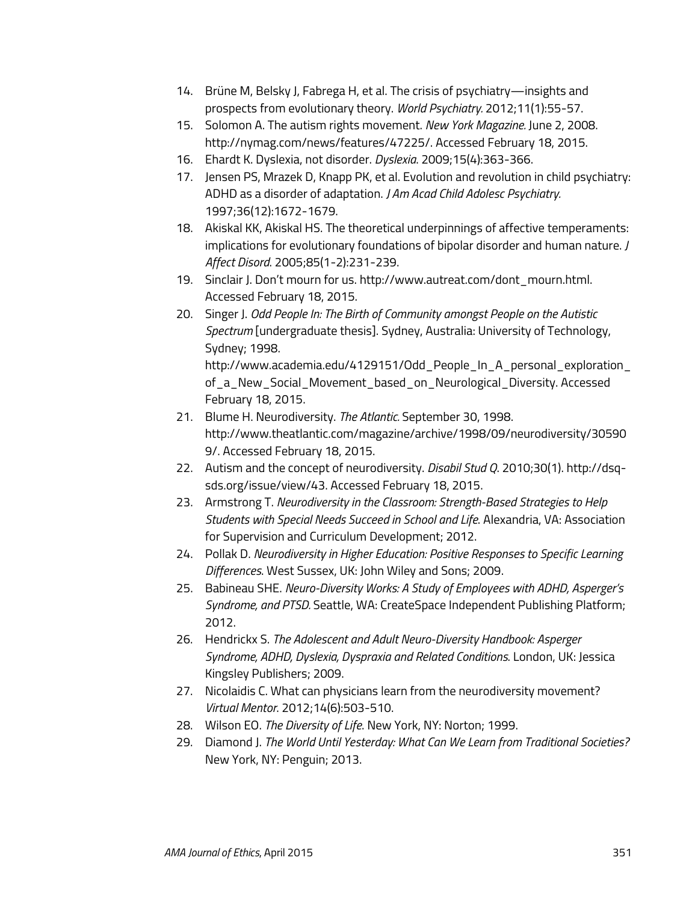14. Brüne M, Belsky J, Fabrega H, et al. The crisis of psychiatry—insights and prospects from evolutionary theory. *World Psychiatry*. 2012;11(1):55-57.
15. Solomon A. The autism rights movement. *New York Magazine*. June 2, 2008. http://nymag.com/news/features/47225/. Accessed February 18, 2015.
16. Ehardt K. Dyslexia, not disorder. *Dyslexia*. 2009;15(4):363-366.
17. Jensen PS, Mrazek D, Knapp PK, et al. Evolution and revolution in child psychiatry: ADHD as a disorder of adaptation. *J Am Acad Child Adolesc Psychiatry*. 1997;36(12):1672-1679.
18. Akiskal KK, Akiskal HS. The theoretical underpinnings of affective temperaments: implications for evolutionary foundations of bipolar disorder and human nature. *J Affect Disord*. 2005;85(1-2):231-239.
19. Sinclair J. Don't mourn for us. http://www.autreat.com/dont_mourn.html. Accessed February 18, 2015.
20. Singer J. *Odd People In: The Birth of Community amongst People on the Autistic Spectrum* [undergraduate thesis]. Sydney, Australia: University of Technology, Sydney; 1998. http://www.academia.edu/4129151/Odd_People_In_A_personal_exploration_of_a_New_Social_Movement_based_on_Neurological_Diversity. Accessed February 18, 2015.
21. Blume H. Neurodiversity. *The Atlantic*. September 30, 1998. http://www.theatlantic.com/magazine/archive/1998/09/neurodiversity/305909/. Accessed February 18, 2015.
22. Autism and the concept of neurodiversity. *Disabil Stud Q*. 2010;30(1). http://dsq-sds.org/issue/view/43. Accessed February 18, 2015.
23. Armstrong T. *Neurodiversity in the Classroom: Strength-Based Strategies to Help Students with Special Needs Succeed in School and Life*. Alexandria, VA: Association for Supervision and Curriculum Development; 2012.
24. Pollak D. *Neurodiversity in Higher Education: Positive Responses to Specific Learning Differences*. West Sussex, UK: John Wiley and Sons; 2009.
25. Babineau SHE. *Neuro-Diversity Works: A Study of Employees with ADHD, Asperger's Syndrome, and PTSD*. Seattle, WA: CreateSpace Independent Publishing Platform; 2012.
26. Hendrickx S. *The Adolescent and Adult Neuro-Diversity Handbook: Asperger Syndrome, ADHD, Dyslexia, Dyspraxia and Related Conditions*. London, UK: Jessica Kingsley Publishers; 2009.
27. Nicolaidis C. What can physicians learn from the neurodiversity movement? *Virtual Mentor*. 2012;14(6):503-510.
28. Wilson EO. *The Diversity of Life*. New York, NY: Norton; 1999.
29. Diamond J. *The World Until Yesterday: What Can We Learn from Traditional Societies?* New York, NY: Penguin; 2013.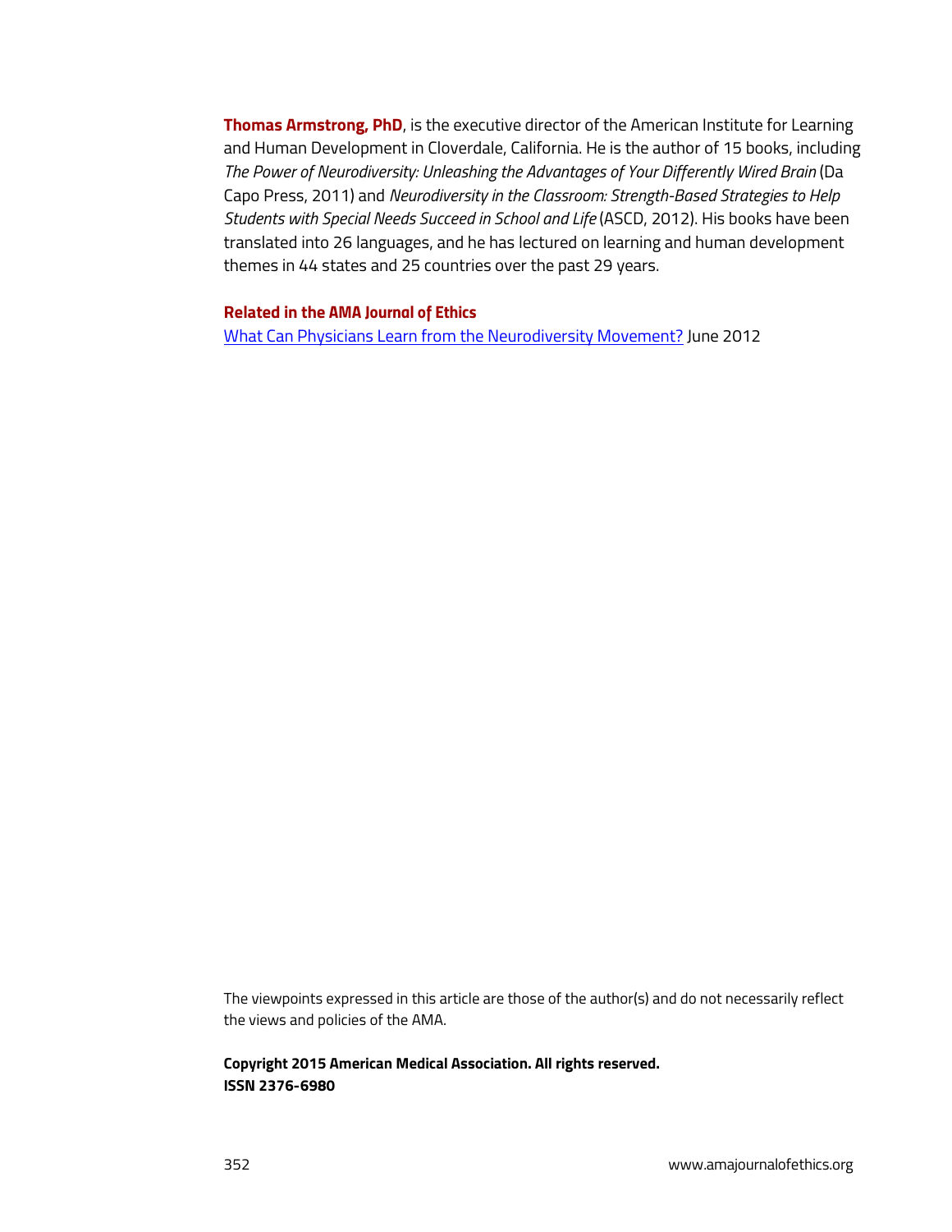**Thomas Armstrong, PhD**, is the executive director of the American Institute for Learning and Human Development in Cloverdale, California. He is the author of 15 books, including *The Power of Neurodiversity: Unleashing the Advantages of Your Differently Wired Brain* (Da Capo Press, 2011) and *Neurodiversity in the Classroom: Strength-Based Strategies to Help Students with Special Needs Succeed in School and Life* (ASCD, 2012). His books have been translated into 26 languages, and he has lectured on learning and human development themes in 44 states and 25 countries over the past 29 years.

**Related in the AMA Journal of Ethics**

What Can Physicians Learn from the Neurodiversity Movement? June 2012

The viewpoints expressed in this article are those of the author(s) and do not necessarily reflect the views and policies of the AMA.

**Copyright 2015 American Medical Association. All rights reserved.**
**ISSN 2376-6980**